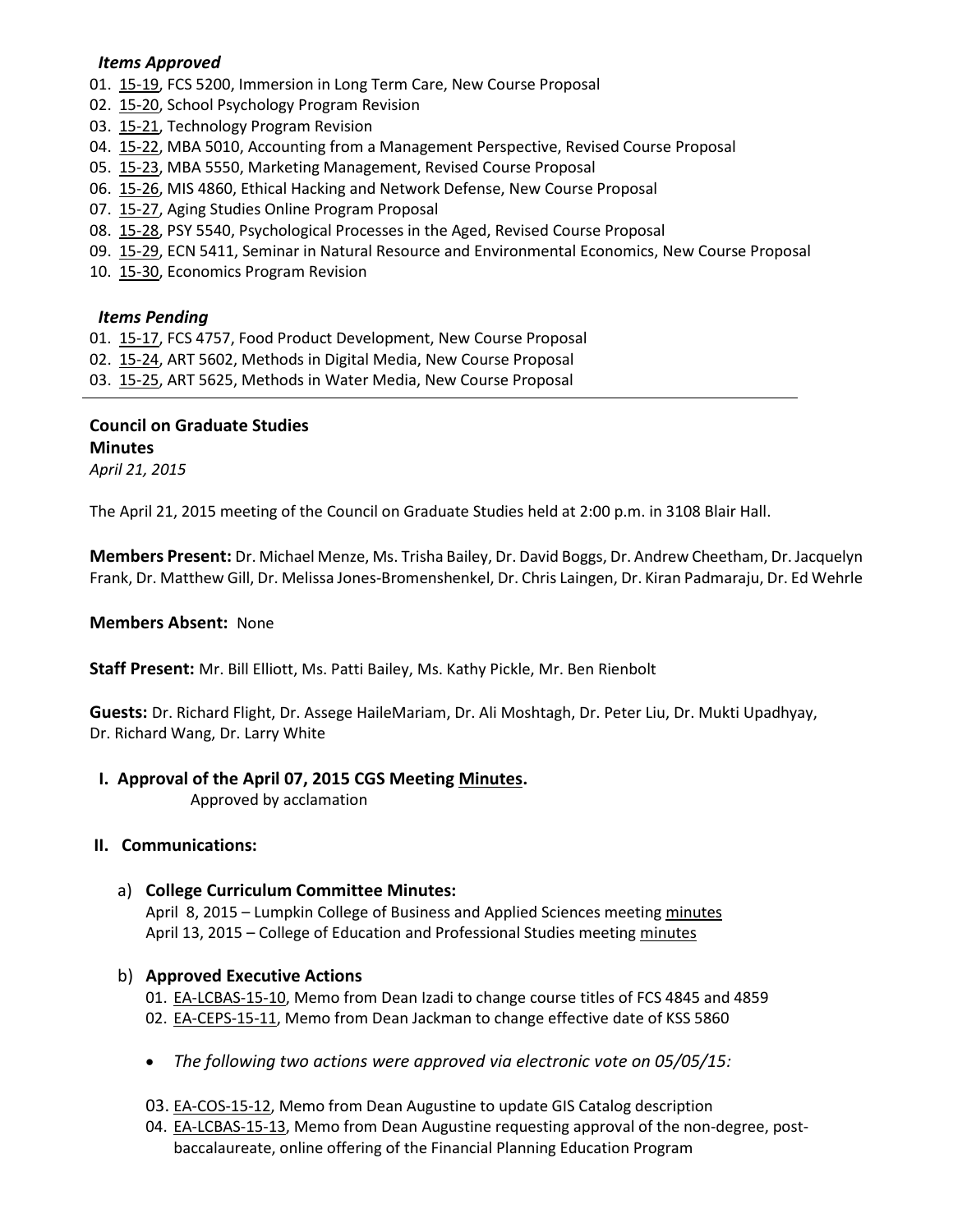***Items Approved***

01. 15-19, FCS 5200, Immersion in Long Term Care, New Course Proposal
02. 15-20, School Psychology Program Revision
03. 15-21, Technology Program Revision
04. 15-22, MBA 5010, Accounting from a Management Perspective, Revised Course Proposal
05. 15-23, MBA 5550, Marketing Management, Revised Course Proposal
06. 15-26, MIS 4860, Ethical Hacking and Network Defense, New Course Proposal
07. 15-27, Aging Studies Online Program Proposal
08. 15-28, PSY 5540, Psychological Processes in the Aged, Revised Course Proposal
09. 15-29, ECN 5411, Seminar in Natural Resource and Environmental Economics, New Course Proposal
10. 15-30, Economics Program Revision

***Items Pending***

01. 15-17, FCS 4757, Food Product Development, New Course Proposal
02. 15-24, ART 5602, Methods in Digital Media, New Course Proposal
03. 15-25, ART 5625, Methods in Water Media, New Course Proposal

---

**Council on Graduate Studies**
**Minutes**
*April 21, 2015*

The April 21, 2015 meeting of the Council on Graduate Studies held at 2:00 p.m. in 3108 Blair Hall.

**Members Present:** Dr. Michael Menze, Ms. Trisha Bailey, Dr. David Boggs, Dr. Andrew Cheetham, Dr. Jacquelyn Frank, Dr. Matthew Gill, Dr. Melissa Jones-Bromenshenkel, Dr. Chris Laingen, Dr. Kiran Padmaraju, Dr. Ed Wehrle

**Members Absent:** None

**Staff Present:** Mr. Bill Elliott, Ms. Patti Bailey, Ms. Kathy Pickle, Mr. Ben Rienbolt

**Guests:** Dr. Richard Flight, Dr. Assege HaileMariam, Dr. Ali Moshtagh, Dr. Peter Liu, Dr. Mukti Upadhyay, Dr. Richard Wang, Dr. Larry White

**I. Approval of the April 07, 2015 CGS Meeting Minutes.**

Approved by acclamation

**II. Communications:**

a) **College Curriculum Committee Minutes:**

April 8, 2015 – Lumpkin College of Business and Applied Sciences meeting minutes
April 13, 2015 – College of Education and Professional Studies meeting minutes

b) **Approved Executive Actions**

01. EA-LCBAS-15-10, Memo from Dean Izadi to change course titles of FCS 4845 and 4859
02. EA-CEPS-15-11, Memo from Dean Jackman to change effective date of KSS 5860

- *The following two actions were approved via electronic vote on 05/05/15:*

03. EA-COS-15-12, Memo from Dean Augustine to update GIS Catalog description
04. EA-LCBAS-15-13, Memo from Dean Augustine requesting approval of the non-degree, post-baccalaureate, online offering of the Financial Planning Education Program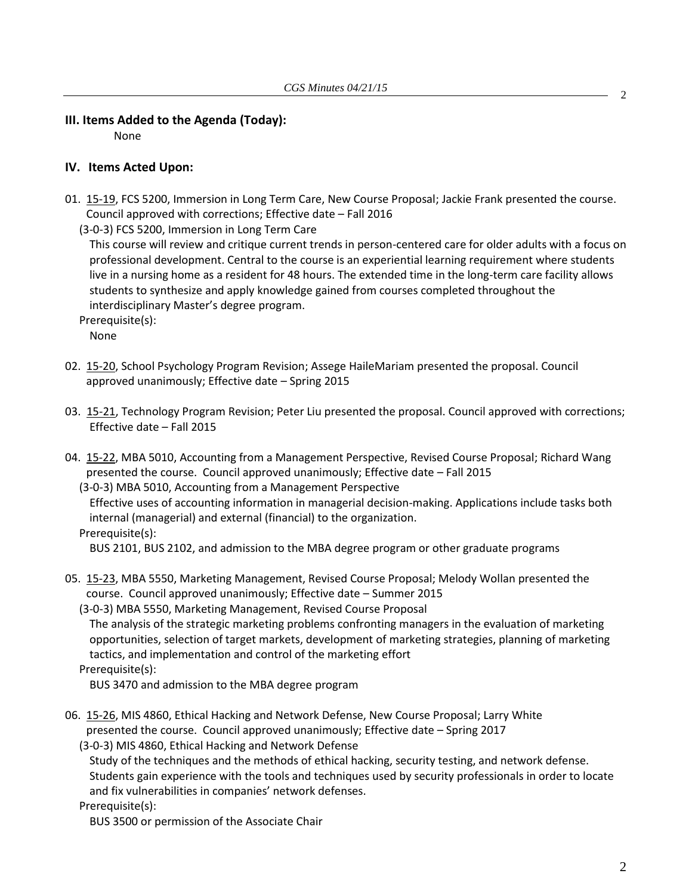## III. Items Added to the Agenda (Today):

None

## IV. Items Acted Upon:

01. 15-19, FCS 5200, Immersion in Long Term Care, New Course Proposal; Jackie Frank presented the course. Council approved with corrections; Effective date – Fall 2016

    (3-0-3) FCS 5200, Immersion in Long Term Care

    This course will review and critique current trends in person-centered care for older adults with a focus on professional development. Central to the course is an experiential learning requirement where students live in a nursing home as a resident for 48 hours. The extended time in the long-term care facility allows students to synthesize and apply knowledge gained from courses completed throughout the interdisciplinary Master's degree program.

    Prerequisite(s):

    None

02. 15-20, School Psychology Program Revision; Assege HaileMariam presented the proposal. Council approved unanimously; Effective date – Spring 2015

03. 15-21, Technology Program Revision; Peter Liu presented the proposal. Council approved with corrections; Effective date – Fall 2015

04. 15-22, MBA 5010, Accounting from a Management Perspective, Revised Course Proposal; Richard Wang presented the course. Council approved unanimously; Effective date – Fall 2015

    (3-0-3) MBA 5010, Accounting from a Management Perspective

    Effective uses of accounting information in managerial decision-making. Applications include tasks both internal (managerial) and external (financial) to the organization.

    Prerequisite(s):

    BUS 2101, BUS 2102, and admission to the MBA degree program or other graduate programs

05. 15-23, MBA 5550, Marketing Management, Revised Course Proposal; Melody Wollan presented the course. Council approved unanimously; Effective date – Summer 2015

    (3-0-3) MBA 5550, Marketing Management, Revised Course Proposal

    The analysis of the strategic marketing problems confronting managers in the evaluation of marketing opportunities, selection of target markets, development of marketing strategies, planning of marketing tactics, and implementation and control of the marketing effort

    Prerequisite(s):

    BUS 3470 and admission to the MBA degree program

06. 15-26, MIS 4860, Ethical Hacking and Network Defense, New Course Proposal; Larry White presented the course. Council approved unanimously; Effective date – Spring 2017

    (3-0-3) MIS 4860, Ethical Hacking and Network Defense

    Study of the techniques and the methods of ethical hacking, security testing, and network defense. Students gain experience with the tools and techniques used by security professionals in order to locate and fix vulnerabilities in companies' network defenses.

    Prerequisite(s):

    BUS 3500 or permission of the Associate Chair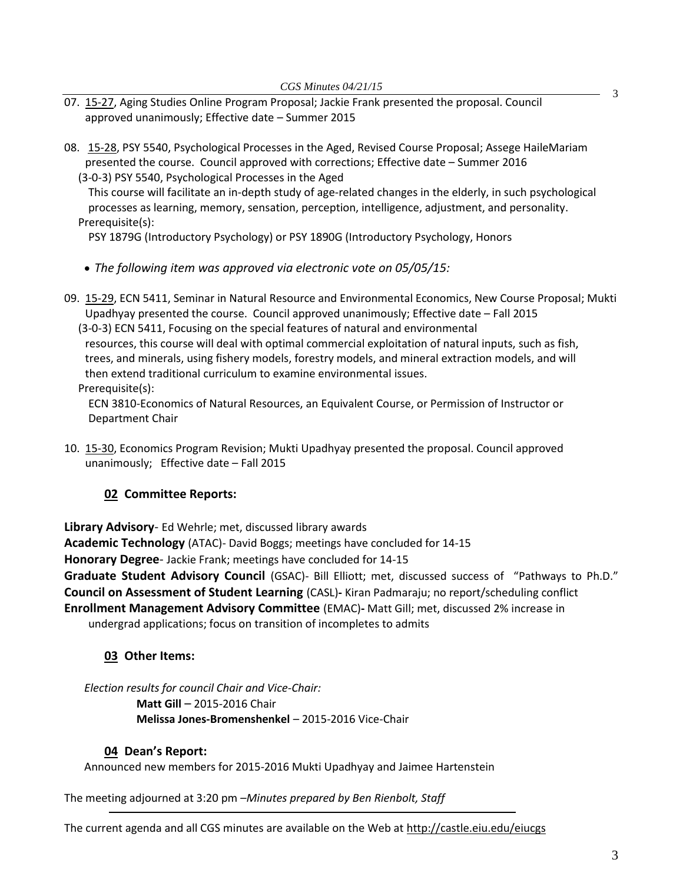07. 15-27, Aging Studies Online Program Proposal; Jackie Frank presented the proposal. Council approved unanimously; Effective date – Summer 2015

08. 15-28, PSY 5540, Psychological Processes in the Aged, Revised Course Proposal; Assege HaileMariam presented the course. Council approved with corrections; Effective date – Summer 2016
   (3-0-3) PSY 5540, Psychological Processes in the Aged
   This course will facilitate an in-depth study of age-related changes in the elderly, in such psychological processes as learning, memory, sensation, perception, intelligence, adjustment, and personality.
   Prerequisite(s):
   PSY 1879G (Introductory Psychology) or PSY 1890G (Introductory Psychology, Honors

- *The following item was approved via electronic vote on 05/05/15:*

09. 15-29, ECN 5411, Seminar in Natural Resource and Environmental Economics, New Course Proposal; Mukti Upadhyay presented the course. Council approved unanimously; Effective date – Fall 2015
   (3-0-3) ECN 5411, Focusing on the special features of natural and environmental resources, this course will deal with optimal commercial exploitation of natural inputs, such as fish, trees, and minerals, using fishery models, forestry models, and mineral extraction models, and will then extend traditional curriculum to examine environmental issues.
   Prerequisite(s):
   ECN 3810-Economics of Natural Resources, an Equivalent Course, or Permission of Instructor or Department Chair

10. 15-30, Economics Program Revision; Mukti Upadhyay presented the proposal. Council approved unanimously; Effective date – Fall 2015

## 02 Committee Reports:

**Library Advisory**- Ed Wehrle; met, discussed library awards
**Academic Technology** (ATAC)- David Boggs; meetings have concluded for 14-15
**Honorary Degree**- Jackie Frank; meetings have concluded for 14-15
**Graduate Student Advisory Council** (GSAC)- Bill Elliott; met, discussed success of "Pathways to Ph.D."
**Council on Assessment of Student Learning** (CASL)**-** Kiran Padmaraju; no report/scheduling conflict
**Enrollment Management Advisory Committee** (EMAC)**-** Matt Gill; met, discussed 2% increase in undergrad applications; focus on transition of incompletes to admits

## 03 Other Items:

*Election results for council Chair and Vice-Chair:*
**Matt Gill** – 2015-2016 Chair
**Melissa Jones-Bromenshenkel** – 2015-2016 Vice-Chair

## 04 Dean's Report:

Announced new members for 2015-2016 Mukti Upadhyay and Jaimee Hartenstein

The meeting adjourned at 3:20 pm –*Minutes prepared by Ben Rienbolt, Staff*

---

The current agenda and all CGS minutes are available on the Web at http://castle.eiu.edu/eiucgs